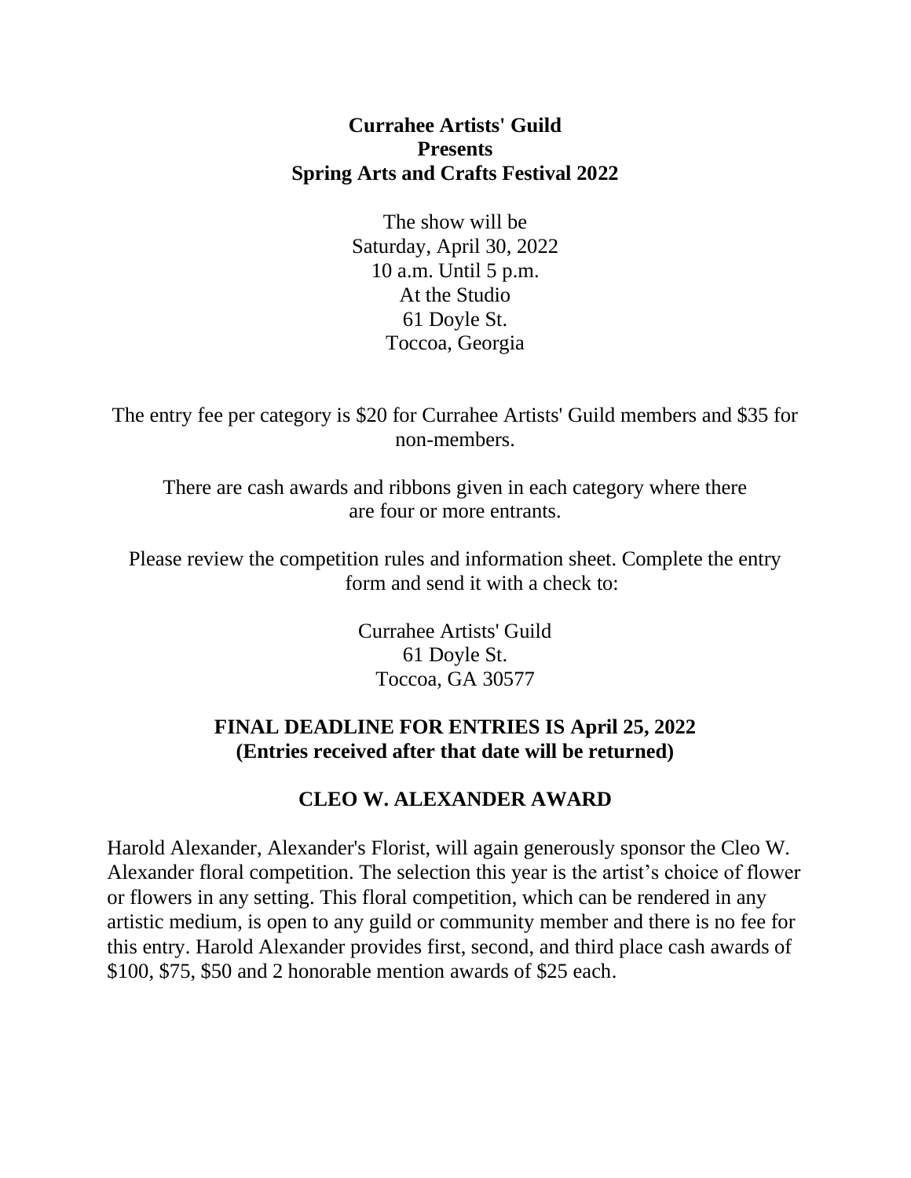# Currahee Artists' Guild
# Presents
# Spring Arts and Crafts Festival 2022

The show will be
Saturday, April 30, 2022
10 a.m. Until 5 p.m.
At the Studio
61 Doyle St.
Toccoa, Georgia

The entry fee per category is $20 for Currahee Artists' Guild members and $35 for non-members.

There are cash awards and ribbons given in each category where there are four or more entrants.

Please review the competition rules and information sheet. Complete the entry form and send it with a check to:

Currahee Artists' Guild
61 Doyle St.
Toccoa, GA 30577

**FINAL DEADLINE FOR ENTRIES IS April 25, 2022**
**(Entries received after that date will be returned)**

## CLEO W. ALEXANDER AWARD

Harold Alexander, Alexander's Florist, will again generously sponsor the Cleo W. Alexander floral competition. The selection this year is the artist's choice of flower or flowers in any setting. This floral competition, which can be rendered in any artistic medium, is open to any guild or community member and there is no fee for this entry. Harold Alexander provides first, second, and third place cash awards of $100, $75, $50 and 2 honorable mention awards of $25 each.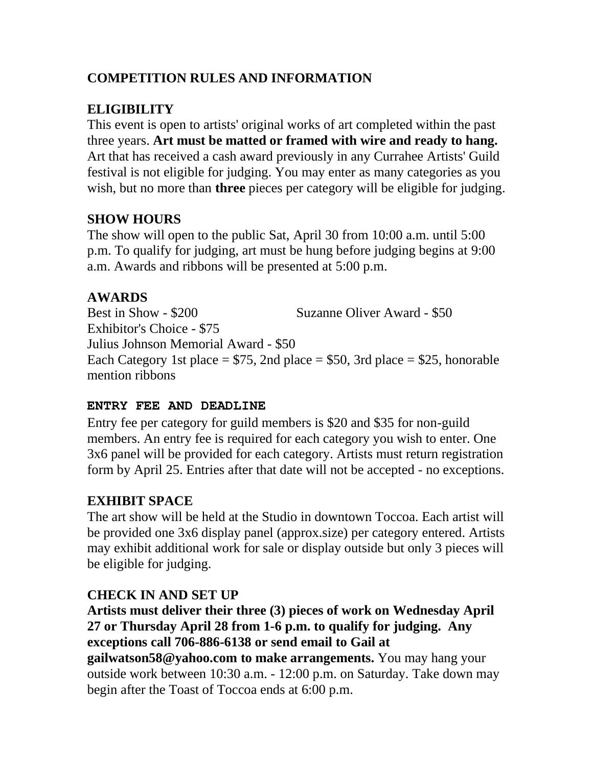## COMPETITION RULES AND INFORMATION

### ELIGIBILITY

This event is open to artists' original works of art completed within the past three years. **Art must be matted or framed with wire and ready to hang.** Art that has received a cash award previously in any Currahee Artists' Guild festival is not eligible for judging. You may enter as many categories as you wish, but no more than **three** pieces per category will be eligible for judging.

### SHOW HOURS

The show will open to the public Sat, April 30 from 10:00 a.m. until 5:00 p.m. To qualify for judging, art must be hung before judging begins at 9:00 a.m. Awards and ribbons will be presented at 5:00 p.m.

### AWARDS

Best in Show - $200

Suzanne Oliver Award - $50

Exhibitor's Choice - $75

Julius Johnson Memorial Award - $50

Each Category 1st place = $75, 2nd place = $50, 3rd place = $25, honorable mention ribbons

### ENTRY FEE AND DEADLINE

Entry fee per category for guild members is $20 and $35 for non-guild members. An entry fee is required for each category you wish to enter. One 3x6 panel will be provided for each category. Artists must return registration form by April 25. Entries after that date will not be accepted - no exceptions.

### EXHIBIT SPACE

The art show will be held at the Studio in downtown Toccoa. Each artist will be provided one 3x6 display panel (approx.size) per category entered. Artists may exhibit additional work for sale or display outside but only 3 pieces will be eligible for judging.

### CHECK IN AND SET UP

**Artists must deliver their three (3) pieces of work on Wednesday April 27 or Thursday April 28 from 1-6 p.m. to qualify for judging. Any exceptions call 706-886-6138 or send email to Gail at gailwatson58@yahoo.com to make arrangements.** You may hang your outside work between 10:30 a.m. - 12:00 p.m. on Saturday. Take down may begin after the Toast of Toccoa ends at 6:00 p.m.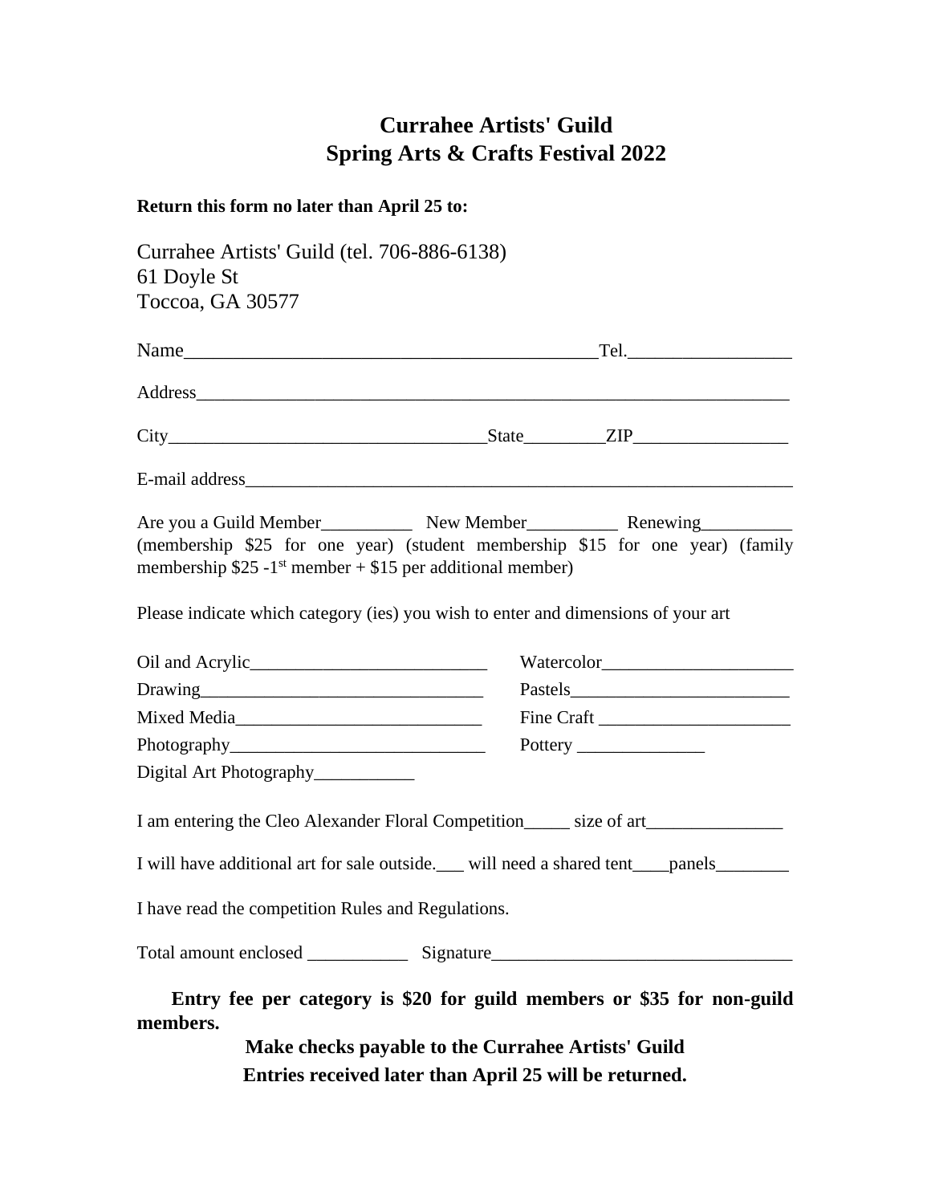# Currahee Artists' Guild
# Spring Arts & Crafts Festival 2022

**Return this form no later than April 25 to:**

Currahee Artists' Guild (tel. 706-886-6138)
61 Doyle St
Toccoa, GA 30577

Name_____________________________________________Tel._________________

Address__________________________________________________________________

City___________________________________State_________ZIP_________________

E-mail address_____________________________________________________________

Are you a Guild Member__________ New Member__________ Renewing__________ (membership $25 for one year) (student membership $15 for one year) (family membership $25 -1st member + $15 per additional member)

Please indicate which category (ies) you wish to enter and dimensions of your art

Oil and Acrylic__________________________

Drawing_______________________________

Mixed Media___________________________

Photography____________________________

Digital Art Photography___________

Watercolor______________________

Pastels_________________________

Fine Craft ______________________

Pottery _______________

I am entering the Cleo Alexander Floral Competition_____ size of art_______________

I will have additional art for sale outside.___ will need a shared tent____panels________

I have read the competition Rules and Regulations.

Total amount enclosed ___________ Signature_________________________________

**Entry fee per category is $20 for guild members or $35 for non-guild members.**

**Make checks payable to the Currahee Artists' Guild**

**Entries received later than April 25 will be returned.**